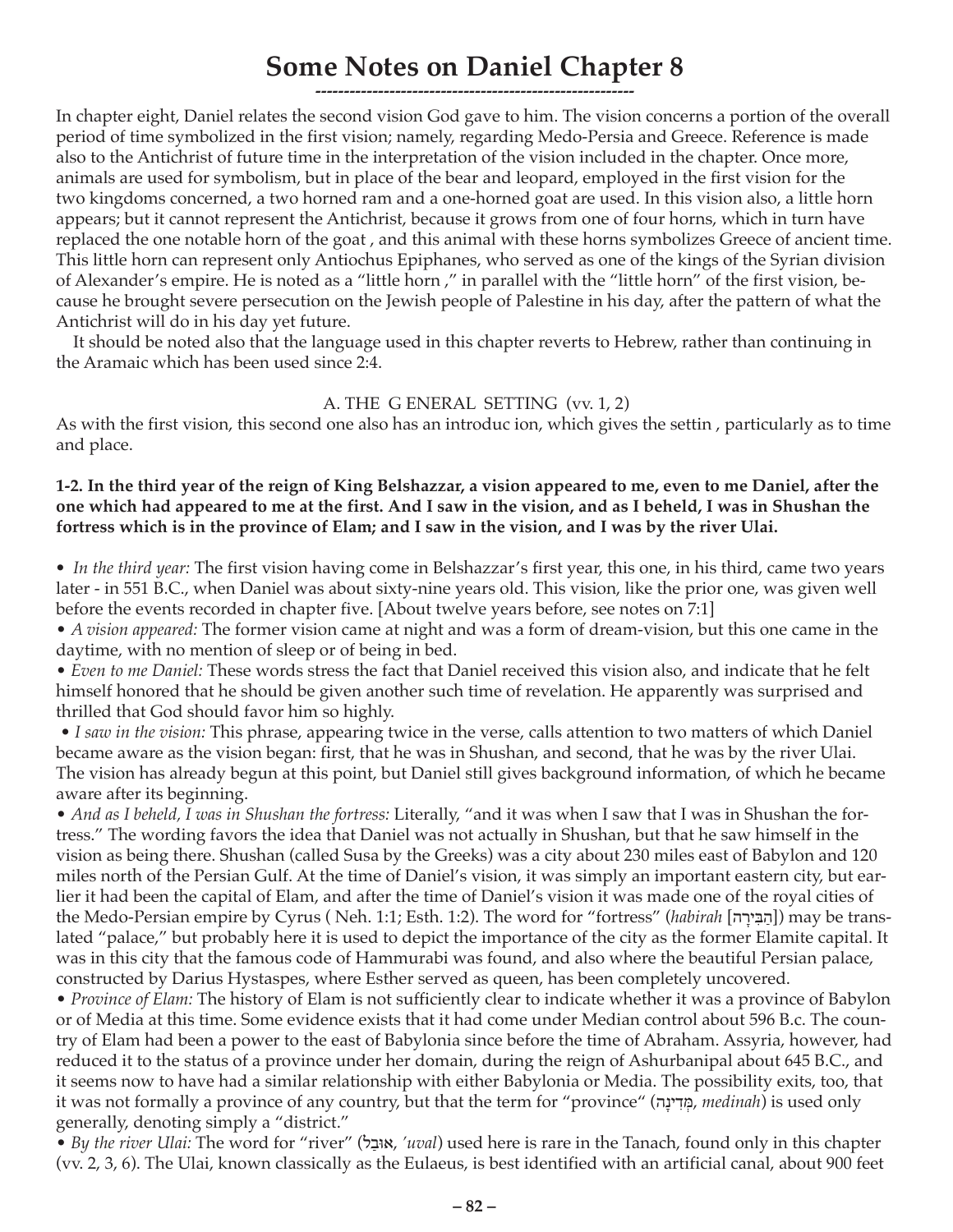# Some Notes on Daniel Chapter 8

In chapter eight, Daniel relates the second vision God gave to him. The vision concerns a portion of the overall period of time symbolized in the first vision; namely, regarding Medo-Persia and Greece. Reference is made also to the Antichrist of future time in the interpretation of the vision included in the chapter. Once more, animals are used for symbolism, but in place of the bear and leopard, employed in the first vision for the two kingdoms concerned, a two horned ram and a one-horned goat are used. In this vision also, a little horn appears; but it cannot represent the Antichrist, because it grows from one of four horns, which in turn have replaced the one notable horn of the goat , and this animal with these horns symbolizes Greece of ancient time. This little horn can represent only Antiochus Epiphanes, who served as one of the kings of the Syrian division of Alexander's empire. He is noted as a "little horn ," in parallel with the "little horn" of the first vision, because he brought severe persecution on the Jewish people of Palestine in his day, after the pattern of what the Antichrist will do in his day yet future.

It should be noted also that the language used in this chapter reverts to Hebrew, rather than continuing in the Aramaic which has been used since 2:4.

A. THE G ENERAL SETTING (vv. 1, 2)

As with the first vision, this second one also has an introduc ion, which gives the settin , particularly as to time and place.

**1-2. In the third year of the reign of King Belshazzar, a vision appeared to me, even to me Daniel, after the one which had appeared to me at the first. And I saw in the vision, and as I beheld, I was in Shushan the fortress which is in the province of Elam; and I saw in the vision, and I was by the river Ulai.**

- *In the third year:* The first vision having come in Belshazzar's first year, this one, in his third, came two years later - in 551 B.C., when Daniel was about sixty-nine years old. This vision, like the prior one, was given well before the events recorded in chapter five. [About twelve years before, see notes on 7:1]
- *A vision appeared:* The former vision came at night and was a form of dream-vision, but this one came in the daytime, with no mention of sleep or of being in bed.
- *Even to me Daniel:* These words stress the fact that Daniel received this vision also, and indicate that he felt himself honored that he should be given another such time of revelation. He apparently was surprised and thrilled that God should favor him so highly.
- *I saw in the vision:* This phrase, appearing twice in the verse, calls attention to two matters of which Daniel became aware as the vision began: first, that he was in Shushan, and second, that he was by the river Ulai. The vision has already begun at this point, but Daniel still gives background information, of which he became aware after its beginning.
- *And as I beheld, I was in Shushan the fortress:* Literally, "and it was when I saw that I was in Shushan the fortress." The wording favors the idea that Daniel was not actually in Shushan, but that he saw himself in the vision as being there. Shushan (called Susa by the Greeks) was a city about 230 miles east of Babylon and 120 miles north of the Persian Gulf. At the time of Daniel's vision, it was simply an important eastern city, but earlier it had been the capital of Elam, and after the time of Daniel's vision it was made one of the royal cities of the Medo-Persian empire by Cyrus ( Neh. 1:1; Esth. 1:2). The word for "fortress" (*habirah* [הַבִּירָה]) may be translated "palace," but probably here it is used to depict the importance of the city as the former Elamite capital. It was in this city that the famous code of Hammurabi was found, and also where the beautiful Persian palace, constructed by Darius Hystaspes, where Esther served as queen, has been completely uncovered.
- *Province of Elam:* The history of Elam is not sufficiently clear to indicate whether it was a province of Babylon or of Media at this time. Some evidence exists that it had come under Median control about 596 B.c. The country of Elam had been a power to the east of Babylonia since before the time of Abraham. Assyria, however, had reduced it to the status of a province under her domain, during the reign of Ashurbanipal about 645 B.C., and it seems now to have had a similar relationship with either Babylonia or Media. The possibility exits, too, that it was not formally a province of any country, but that the term for "province" (מְדִינָה, *medinah*) is used only generally, denoting simply a "district."
- *By the river Ulai:* The word for "river" (אוּבַל, *'uval*) used here is rare in the Tanach, found only in this chapter (vv. 2, 3, 6). The Ulai, known classically as the Eulaeus, is best identified with an artificial canal, about 900 feet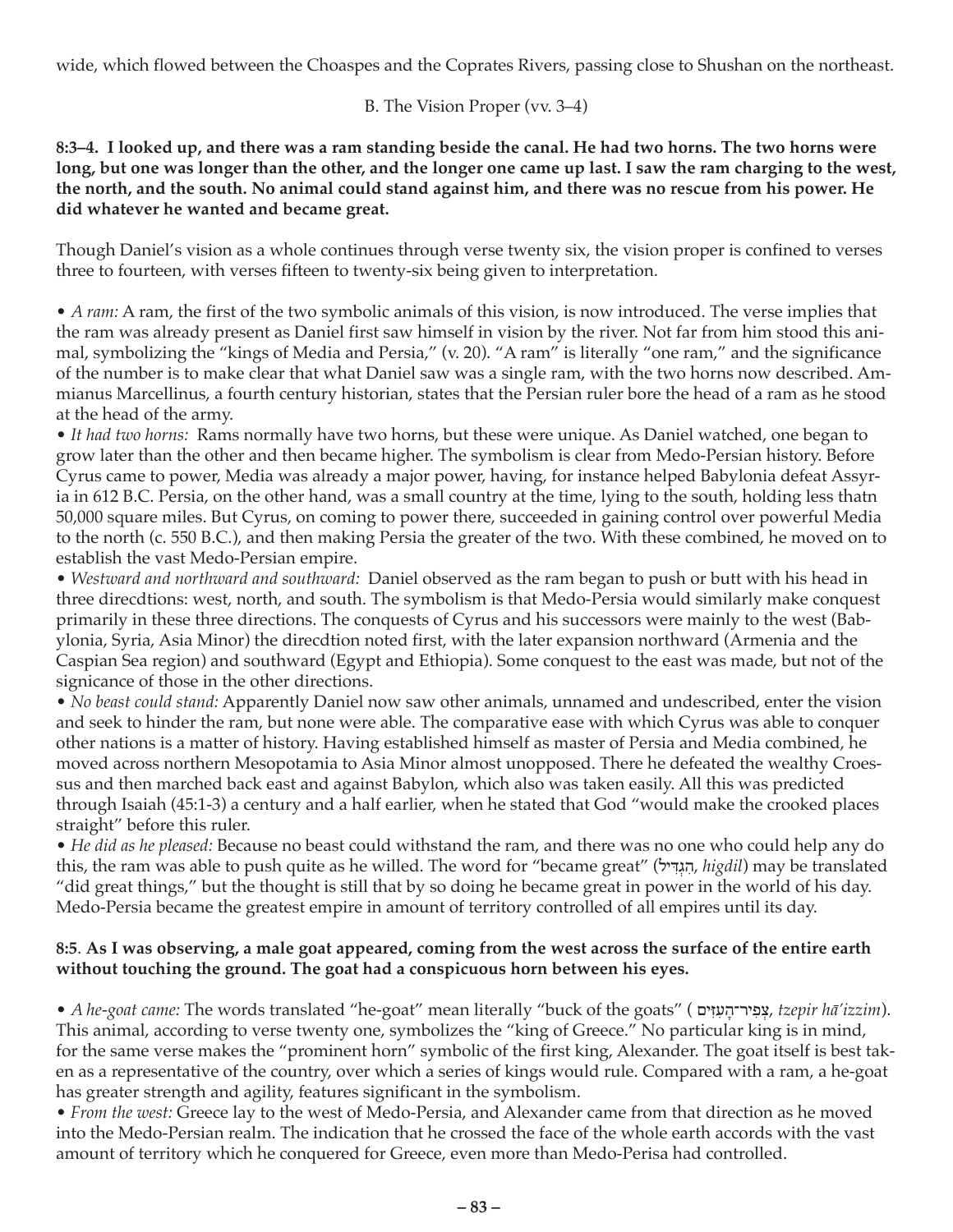wide, which flowed between the Choaspes and the Coprates Rivers, passing close to Shushan on the northeast.

B. The Vision Proper (vv. 3–4)

**8:3–4. I looked up, and there was a ram standing beside the canal. He had two horns. The two horns were long, but one was longer than the other, and the longer one came up last. I saw the ram charging to the west, the north, and the south. No animal could stand against him, and there was no rescue from his power. He did whatever he wanted and became great.**

Though Daniel's vision as a whole continues through verse twenty six, the vision proper is confined to verses three to fourteen, with verses fifteen to twenty-six being given to interpretation.

• *A ram:* A ram, the first of the two symbolic animals of this vision, is now introduced. The verse implies that the ram was already present as Daniel first saw himself in vision by the river. Not far from him stood this animal, symbolizing the "kings of Media and Persia," (v. 20). "A ram" is literally "one ram," and the significance of the number is to make clear that what Daniel saw was a single ram, with the two horns now described. Ammianus Marcellinus, a fourth century historian, states that the Persian ruler bore the head of a ram as he stood at the head of the army.

• *It had two horns:* Rams normally have two horns, but these were unique. As Daniel watched, one began to grow later than the other and then became higher. The symbolism is clear from Medo-Persian history. Before Cyrus came to power, Media was already a major power, having, for instance helped Babylonia defeat Assyria in 612 B.C. Persia, on the other hand, was a small country at the time, lying to the south, holding less thatn 50,000 square miles. But Cyrus, on coming to power there, succeeded in gaining control over powerful Media to the north (c. 550 B.C.), and then making Persia the greater of the two. With these combined, he moved on to establish the vast Medo-Persian empire.

• *Westward and northward and southward:* Daniel observed as the ram began to push or butt with his head in three direcdtions: west, north, and south. The symbolism is that Medo-Persia would similarly make conquest primarily in these three directions. The conquests of Cyrus and his successors were mainly to the west (Babylonia, Syria, Asia Minor) the direcdtion noted first, with the later expansion northward (Armenia and the Caspian Sea region) and southward (Egypt and Ethiopia). Some conquest to the east was made, but not of the signicance of those in the other directions.

• *No beast could stand:* Apparently Daniel now saw other animals, unnamed and undescribed, enter the vision and seek to hinder the ram, but none were able. The comparative ease with which Cyrus was able to conquer other nations is a matter of history. Having established himself as master of Persia and Media combined, he moved across northern Mesopotamia to Asia Minor almost unopposed. There he defeated the wealthy Croessus and then marched back east and against Babylon, which also was taken easily. All this was predicted through Isaiah (45:1-3) a century and a half earlier, when he stated that God "would make the crooked places straight" before this ruler.

• *He did as he pleased:* Because no beast could withstand the ram, and there was no one who could help any do this, the ram was able to push quite as he willed. The word for "became great" (הִגְדִּיל, *higdil*) may be translated "did great things," but the thought is still that by so doing he became great in power in the world of his day. Medo-Persia became the greatest empire in amount of territory controlled of all empires until its day.

**8:5. As I was observing, a male goat appeared, coming from the west across the surface of the entire earth without touching the ground. The goat had a conspicuous horn between his eyes.**

• *A he-goat came:* The words translated "he-goat" mean literally "buck of the goats" ( צְפִיר־הָעִזִּים, *tzepir hā'izzim*). This animal, according to verse twenty one, symbolizes the "king of Greece." No particular king is in mind, for the same verse makes the "prominent horn" symbolic of the first king, Alexander. The goat itself is best taken as a representative of the country, over which a series of kings would rule. Compared with a ram, a he-goat has greater strength and agility, features significant in the symbolism.

• *From the west:* Greece lay to the west of Medo-Persia, and Alexander came from that direction as he moved into the Medo-Persian realm. The indication that he crossed the face of the whole earth accords with the vast amount of territory which he conquered for Greece, even more than Medo-Perisa had controlled.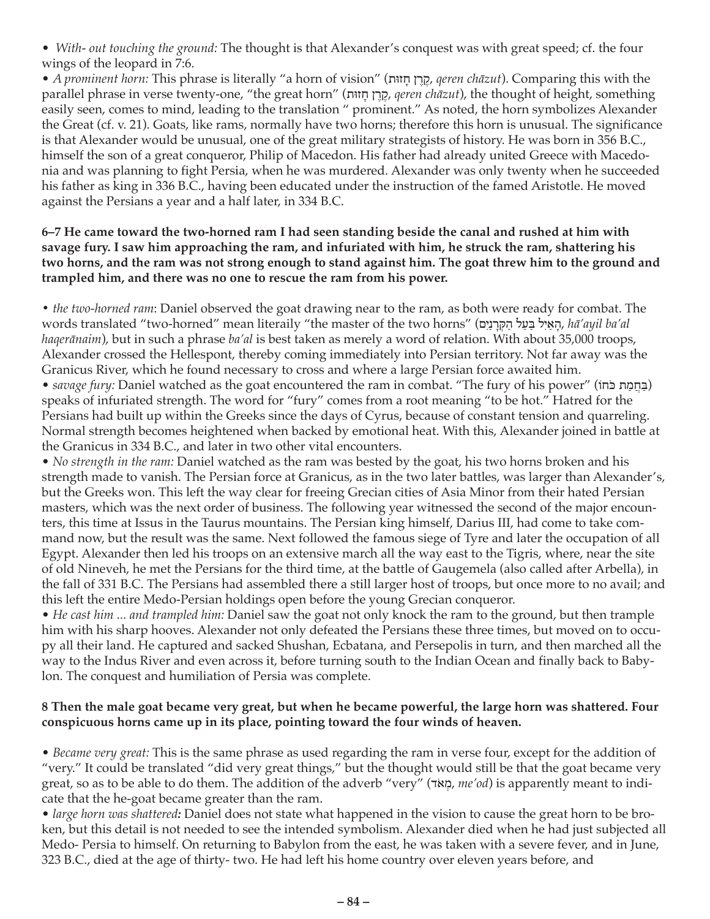• *With- out touching the ground:* The thought is that Alexander's conquest was with great speed; cf. the four wings of the leopard in 7:6.

• *A prominent horn:* This phrase is literally "a horn of vision" (קֶרֶן חָזוּת, *qeren chāzut*). Comparing this with the parallel phrase in verse twenty-one, "the great horn" (קֶרֶן חָזוּת, *qeren chāzut*), the thought of height, something easily seen, comes to mind, leading to the translation " prominent." As noted, the horn symbolizes Alexander the Great (cf. v. 21). Goats, like rams, normally have two horns; therefore this horn is unusual. The significance is that Alexander would be unusual, one of the great military strategists of history. He was born in 356 B.C., himself the son of a great conqueror, Philip of Macedon. His father had already united Greece with Macedonia and was planning to fight Persia, when he was murdered. Alexander was only twenty when he succeeded his father as king in 336 B.C., having been educated under the instruction of the famed Aristotle. He moved against the Persians a year and a half later, in 334 B.C.

**6–7 He came toward the two-horned ram I had seen standing beside the canal and rushed at him with savage fury. I saw him approaching the ram, and infuriated with him, he struck the ram, shattering his two horns, and the ram was not strong enough to stand against him. The goat threw him to the ground and trampled him, and there was no one to rescue the ram from his power.**

• *the two-horned ram*: Daniel observed the goat drawing near to the ram, as both were ready for combat. The words translated "two-horned" mean literaily "the master of the two horns" (הָאַיִל בַּעַל הַקְּרָנַיִם, *hā'ayil ba'al haqerānaim*), but in such a phrase *ba'al* is best taken as merely a word of relation. With about 35,000 troops, Alexander crossed the Hellespont, thereby coming immediately into Persian territory. Not far away was the Granicus River, which he found necessary to cross and where a large Persian force awaited him.

• *savage fury:* Daniel watched as the goat encountered the ram in combat. "The fury of his power" (בַּחֲמַת כֹּחוֹ) speaks of infuriated strength. The word for "fury" comes from a root meaning "to be hot." Hatred for the Persians had built up within the Greeks since the days of Cyrus, because of constant tension and quarreling. Normal strength becomes heightened when backed by emotional heat. With this, Alexander joined in battle at the Granicus in 334 B.C., and later in two other vital encounters.

• *No strength in the ram:* Daniel watched as the ram was bested by the goat, his two horns broken and his strength made to vanish. The Persian force at Granicus, as in the two later battles, was larger than Alexander's, but the Greeks won. This left the way clear for freeing Grecian cities of Asia Minor from their hated Persian masters, which was the next order of business. The following year witnessed the second of the major encounters, this time at Issus in the Taurus mountains. The Persian king himself, Darius III, had come to take command now, but the result was the same. Next followed the famous siege of Tyre and later the occupation of all Egypt. Alexander then led his troops on an extensive march all the way east to the Tigris, where, near the site of old Nineveh, he met the Persians for the third time, at the battle of Gaugemela (also called after Arbella), in the fall of 331 B.C. The Persians had assembled there a still larger host of troops, but once more to no avail; and this left the entire Medo-Persian holdings open before the young Grecian conqueror.

• *He cast him ... and trampled him:* Daniel saw the goat not only knock the ram to the ground, but then trample him with his sharp hooves. Alexander not only defeated the Persians these three times, but moved on to occupy all their land. He captured and sacked Shushan, Ecbatana, and Persepolis in turn, and then marched all the way to the Indus River and even across it, before turning south to the Indian Ocean and finally back to Babylon. The conquest and humiliation of Persia was complete.

**8 Then the male goat became very great, but when he became powerful, the large horn was shattered. Four conspicuous horns came up in its place, pointing toward the four winds of heaven.**

• *Became very great:* This is the same phrase as used regarding the ram in verse four, except for the addition of "very." It could be translated "did very great things," but the thought would still be that the goat became very great, so as to be able to do them. The addition of the adverb "very" (מְאֹד, *me'od*) is apparently meant to indicate that the he-goat became greater than the ram.

• *large horn was shattered:* Daniel does not state what happened in the vision to cause the great horn to be broken, but this detail is not needed to see the intended symbolism. Alexander died when he had just subjected all Medo- Persia to himself. On returning to Babylon from the east, he was taken with a severe fever, and in June, 323 B.C., died at the age of thirty- two. He had left his home country over eleven years before, and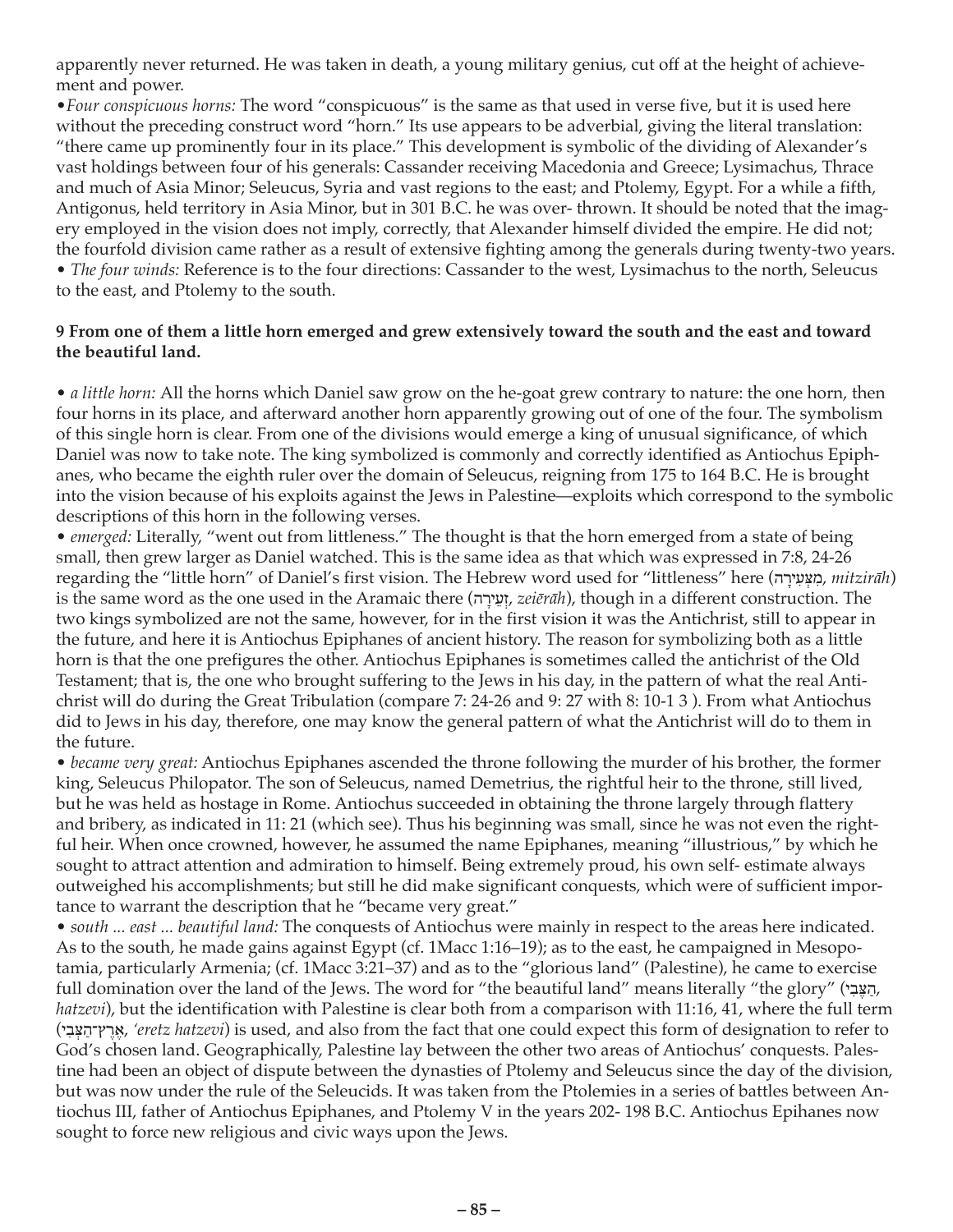apparently never returned. He was taken in death, a young military genius, cut off at the height of achievement and power.

•*Four conspicuous horns:* The word "conspicuous" is the same as that used in verse five, but it is used here without the preceding construct word "horn." Its use appears to be adverbial, giving the literal translation: "there came up prominently four in its place." This development is symbolic of the dividing of Alexander's vast holdings between four of his generals: Cassander receiving Macedonia and Greece; Lysimachus, Thrace and much of Asia Minor; Seleucus, Syria and vast regions to the east; and Ptolemy, Egypt. For a while a fifth, Antigonus, held territory in Asia Minor, but in 301 B.C. he was over- thrown. It should be noted that the imagery employed in the vision does not imply, correctly, that Alexander himself divided the empire. He did not; the fourfold division came rather as a result of extensive fighting among the generals during twenty-two years.

• *The four winds:* Reference is to the four directions: Cassander to the west, Lysimachus to the north, Seleucus to the east, and Ptolemy to the south.

**9 From one of them a little horn emerged and grew extensively toward the south and the east and toward the beautiful land.**

• *a little horn:* All the horns which Daniel saw grow on the he-goat grew contrary to nature: the one horn, then four horns in its place, and afterward another horn apparently growing out of one of the four. The symbolism of this single horn is clear. From one of the divisions would emerge a king of unusual significance, of which Daniel was now to take note. The king symbolized is commonly and correctly identified as Antiochus Epiphanes, who became the eighth ruler over the domain of Seleucus, reigning from 175 to 164 B.C. He is brought into the vision because of his exploits against the Jews in Palestine—exploits which correspond to the symbolic descriptions of this horn in the following verses.

• *emerged:* Literally, "went out from littleness." The thought is that the horn emerged from a state of being small, then grew larger as Daniel watched. This is the same idea as that which was expressed in 7:8, 24-26 regarding the "little horn" of Daniel's first vision. The Hebrew word used for "littleness" here (מִצְּעִירָה, *mitzirāh*) is the same word as the one used in the Aramaic there (זְעֵירָה, *zeiērāh*), though in a different construction. The two kings symbolized are not the same, however, for in the first vision it was the Antichrist, still to appear in the future, and here it is Antiochus Epiphanes of ancient history. The reason for symbolizing both as a little horn is that the one prefigures the other. Antiochus Epiphanes is sometimes called the antichrist of the Old Testament; that is, the one who brought suffering to the Jews in his day, in the pattern of what the real Antichrist will do during the Great Tribulation (compare 7: 24-26 and 9: 27 with 8: 10-1 3 ). From what Antiochus did to Jews in his day, therefore, one may know the general pattern of what the Antichrist will do to them in the future.

• *became very great:* Antiochus Epiphanes ascended the throne following the murder of his brother, the former king, Seleucus Philopator. The son of Seleucus, named Demetrius, the rightful heir to the throne, still lived, but he was held as hostage in Rome. Antiochus succeeded in obtaining the throne largely through flattery and bribery, as indicated in 11: 21 (which see). Thus his beginning was small, since he was not even the rightful heir. When once crowned, however, he assumed the name Epiphanes, meaning "illustrious," by which he sought to attract attention and admiration to himself. Being extremely proud, his own self- estimate always outweighed his accomplishments; but still he did make significant conquests, which were of sufficient importance to warrant the description that he "became very great."

• *south ... east ... beautiful land:* The conquests of Antiochus were mainly in respect to the areas here indicated. As to the south, he made gains against Egypt (cf. 1Macc 1:16–19); as to the east, he campaigned in Mesopotamia, particularly Armenia; (cf. 1Macc 3:21–37) and as to the "glorious land" (Palestine), he came to exercise full domination over the land of the Jews. The word for "the beautiful land" means literally "the glory" (הַצֶּבִי, *hatzevi*), but the identification with Palestine is clear both from a comparison with 11:16, 41, where the full term (אֶרֶץ־הַצְּבִי, *'eretz hatzevi*) is used, and also from the fact that one could expect this form of designation to refer to God's chosen land. Geographically, Palestine lay between the other two areas of Antiochus' conquests. Palestine had been an object of dispute between the dynasties of Ptolemy and Seleucus since the day of the division, but was now under the rule of the Seleucids. It was taken from the Ptolemies in a series of battles between Antiochus III, father of Antiochus Epiphanes, and Ptolemy V in the years 202- 198 B.C. Antiochus Epihanes now sought to force new religious and civic ways upon the Jews.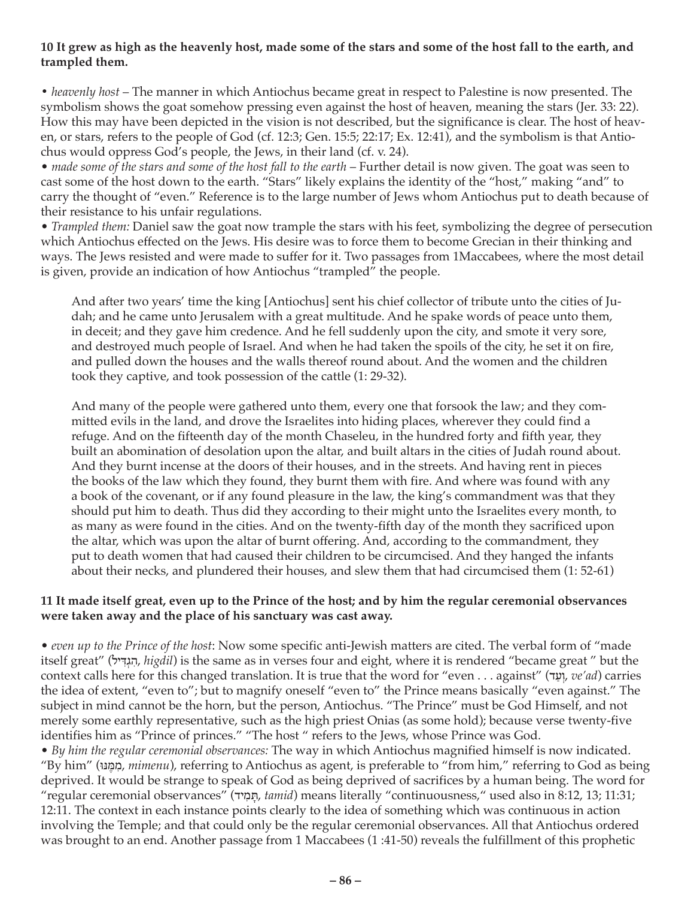**10 It grew as high as the heavenly host, made some of the stars and some of the host fall to the earth, and trampled them.**

• *heavenly host* – The manner in which Antiochus became great in respect to Palestine is now presented. The symbolism shows the goat somehow pressing even against the host of heaven, meaning the stars (Jer. 33: 22). How this may have been depicted in the vision is not described, but the significance is clear. The host of heaven, or stars, refers to the people of God (cf. 12:3; Gen. 15:5; 22:17; Ex. 12:41), and the symbolism is that Antiochus would oppress God's people, the Jews, in their land (cf. v. 24).

• *made some of the stars and some of the host fall to the earth* – Further detail is now given. The goat was seen to cast some of the host down to the earth. "Stars" likely explains the identity of the "host," making "and" to carry the thought of "even." Reference is to the large number of Jews whom Antiochus put to death because of their resistance to his unfair regulations.

• *Trampled them:* Daniel saw the goat now trample the stars with his feet, symbolizing the degree of persecution which Antiochus effected on the Jews. His desire was to force them to become Grecian in their thinking and ways. The Jews resisted and were made to suffer for it. Two passages from 1Maccabees, where the most detail is given, provide an indication of how Antiochus "trampled" the people.

> And after two years' time the king [Antiochus] sent his chief collector of tribute unto the cities of Judah; and he came unto Jerusalem with a great multitude. And he spake words of peace unto them, in deceit; and they gave him credence. And he fell suddenly upon the city, and smote it very sore, and destroyed much people of Israel. And when he had taken the spoils of the city, he set it on fire, and pulled down the houses and the walls thereof round about. And the women and the children took they captive, and took possession of the cattle (1: 29-32).

> And many of the people were gathered unto them, every one that forsook the law; and they committed evils in the land, and drove the Israelites into hiding places, wherever they could find a refuge. And on the fifteenth day of the month Chaseleu, in the hundred forty and fifth year, they built an abomination of desolation upon the altar, and built altars in the cities of Judah round about. And they burnt incense at the doors of their houses, and in the streets. And having rent in pieces the books of the law which they found, they burnt them with fire. And where was found with any a book of the covenant, or if any found pleasure in the law, the king's commandment was that they should put him to death. Thus did they according to their might unto the Israelites every month, to as many as were found in the cities. And on the twenty-fifth day of the month they sacrificed upon the altar, which was upon the altar of burnt offering. And, according to the commandment, they put to death women that had caused their children to be circumcised. And they hanged the infants about their necks, and plundered their houses, and slew them that had circumcised them (1: 52-61)

**11 It made itself great, even up to the Prince of the host; and by him the regular ceremonial observances were taken away and the place of his sanctuary was cast away.**

• *even up to the Prince of the host*: Now some specific anti-Jewish matters are cited. The verbal form of "made itself great" (הִגְדִּיל, *higdil*) is the same as in verses four and eight, where it is rendered "became great " but the context calls here for this changed translation. It is true that the word for "even . . . against" (וְעַד, *ve'ad*) carries the idea of extent, "even to"; but to magnify oneself "even to" the Prince means basically "even against." The subject in mind cannot be the horn, but the person, Antiochus. "The Prince" must be God Himself, and not merely some earthly representative, such as the high priest Onias (as some hold); because verse twenty-five identifies him as "Prince of princes." "The host " refers to the Jews, whose Prince was God.

• *By him the regular ceremonial observances:* The way in which Antiochus magnified himself is now indicated. "By him" (מִמֶּנּוּ, *mimenu*), referring to Antiochus as agent, is preferable to "from him," referring to God as being deprived. It would be strange to speak of God as being deprived of sacrifices by a human being. The word for "regular ceremonial observances" (תָּמִיד, *tamid*) means literally "continuousness," used also in 8:12, 13; 11:31; 12:11. The context in each instance points clearly to the idea of something which was continuous in action involving the Temple; and that could only be the regular ceremonial observances. All that Antiochus ordered was brought to an end. Another passage from 1 Maccabees (1 :41-50) reveals the fulfillment of this prophetic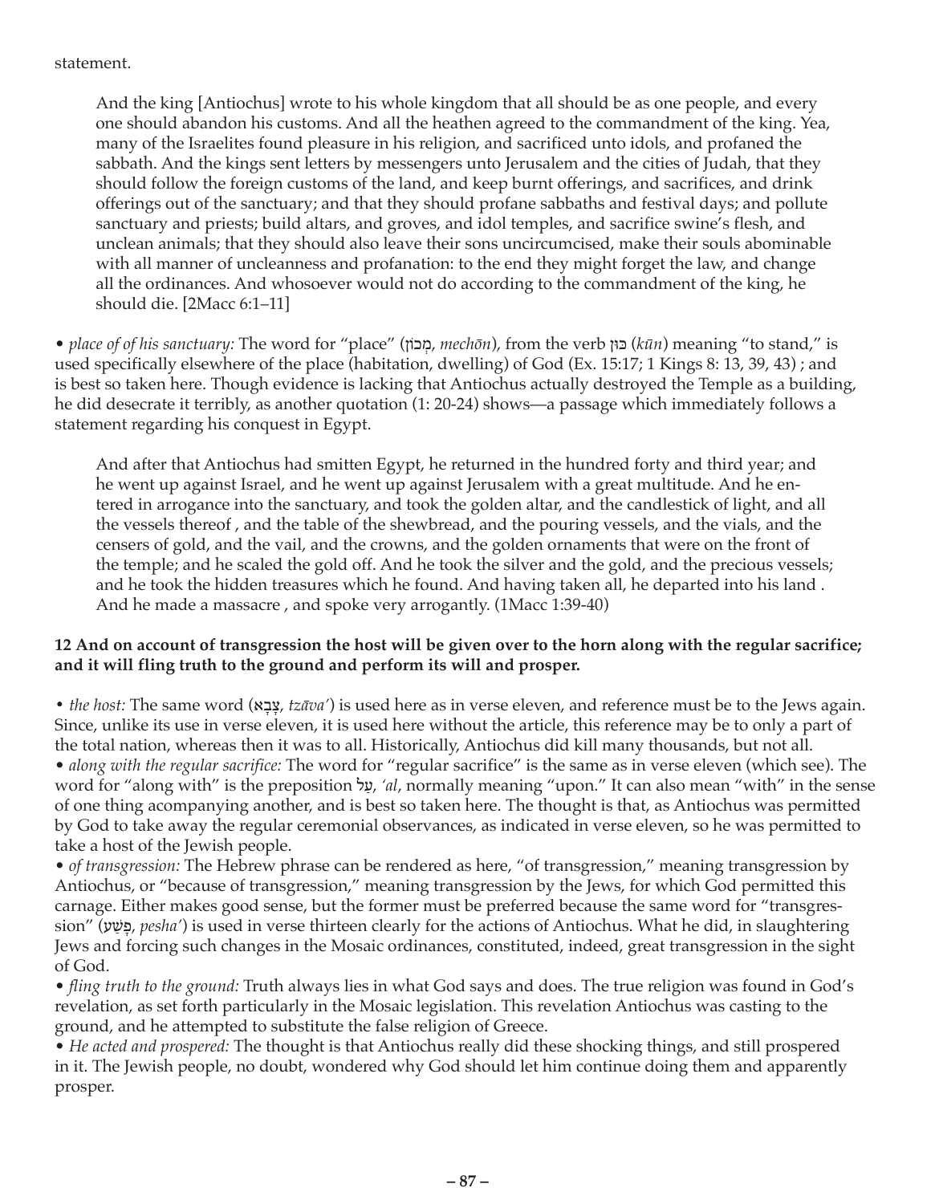statement.

> And the king [Antiochus] wrote to his whole kingdom that all should be as one people, and every one should abandon his customs. And all the heathen agreed to the commandment of the king. Yea, many of the Israelites found pleasure in his religion, and sacrificed unto idols, and profaned the sabbath. And the kings sent letters by messengers unto Jerusalem and the cities of Judah, that they should follow the foreign customs of the land, and keep burnt offerings, and sacrifices, and drink offerings out of the sanctuary; and that they should profane sabbaths and festival days; and pollute sanctuary and priests; build altars, and groves, and idol temples, and sacrifice swine's flesh, and unclean animals; that they should also leave their sons uncircumcised, make their souls abominable with all manner of uncleanness and profanation: to the end they might forget the law, and change all the ordinances. And whosoever would not do according to the commandment of the king, he should die. [2Macc 6:1–11]

• *place of of his sanctuary:* The word for "place" (מְכוֹן, *mechōn*), from the verb כּוּן (*kūn*) meaning "to stand," is used specifically elsewhere of the place (habitation, dwelling) of God (Ex. 15:17; 1 Kings 8: 13, 39, 43) ; and is best so taken here. Though evidence is lacking that Antiochus actually destroyed the Temple as a building, he did desecrate it terribly, as another quotation (1: 20-24) shows—a passage which immediately follows a statement regarding his conquest in Egypt.

> And after that Antiochus had smitten Egypt, he returned in the hundred forty and third year; and he went up against Israel, and he went up against Jerusalem with a great multitude. And he entered in arrogance into the sanctuary, and took the golden altar, and the candlestick of light, and all the vessels thereof , and the table of the shewbread, and the pouring vessels, and the vials, and the censers of gold, and the vail, and the crowns, and the golden ornaments that were on the front of the temple; and he scaled the gold off. And he took the silver and the gold, and the precious vessels; and he took the hidden treasures which he found. And having taken all, he departed into his land . And he made a massacre , and spoke very arrogantly. (1Macc 1:39-40)

**12 And on account of transgression the host will be given over to the horn along with the regular sacrifice; and it will fling truth to the ground and perform its will and prosper.**

• *the host:* The same word (צָבָא, *tzāva'*) is used here as in verse eleven, and reference must be to the Jews again. Since, unlike its use in verse eleven, it is used here without the article, this reference may be to only a part of the total nation, whereas then it was to all. Historically, Antiochus did kill many thousands, but not all.
• *along with the regular sacrifice:* The word for "regular sacrifice" is the same as in verse eleven (which see). The word for "along with" is the preposition עַל, *'al*, normally meaning "upon." It can also mean "with" in the sense of one thing acompanying another, and is best so taken here. The thought is that, as Antiochus was permitted by God to take away the regular ceremonial observances, as indicated in verse eleven, so he was permitted to take a host of the Jewish people.
• *of transgression:* The Hebrew phrase can be rendered as here, "of transgression," meaning transgression by Antiochus, or "because of transgression," meaning transgression by the Jews, for which God permitted this carnage. Either makes good sense, but the former must be preferred because the same word for "transgression" (פֶּשַׁע, *pesha'*) is used in verse thirteen clearly for the actions of Antiochus. What he did, in slaughtering Jews and forcing such changes in the Mosaic ordinances, constituted, indeed, great transgression in the sight of God.
• *fling truth to the ground:* Truth always lies in what God says and does. The true religion was found in God's revelation, as set forth particularly in the Mosaic legislation. This revelation Antiochus was casting to the ground, and he attempted to substitute the false religion of Greece.
• *He acted and prospered:* The thought is that Antiochus really did these shocking things, and still prospered in it. The Jewish people, no doubt, wondered why God should let him continue doing them and apparently prosper.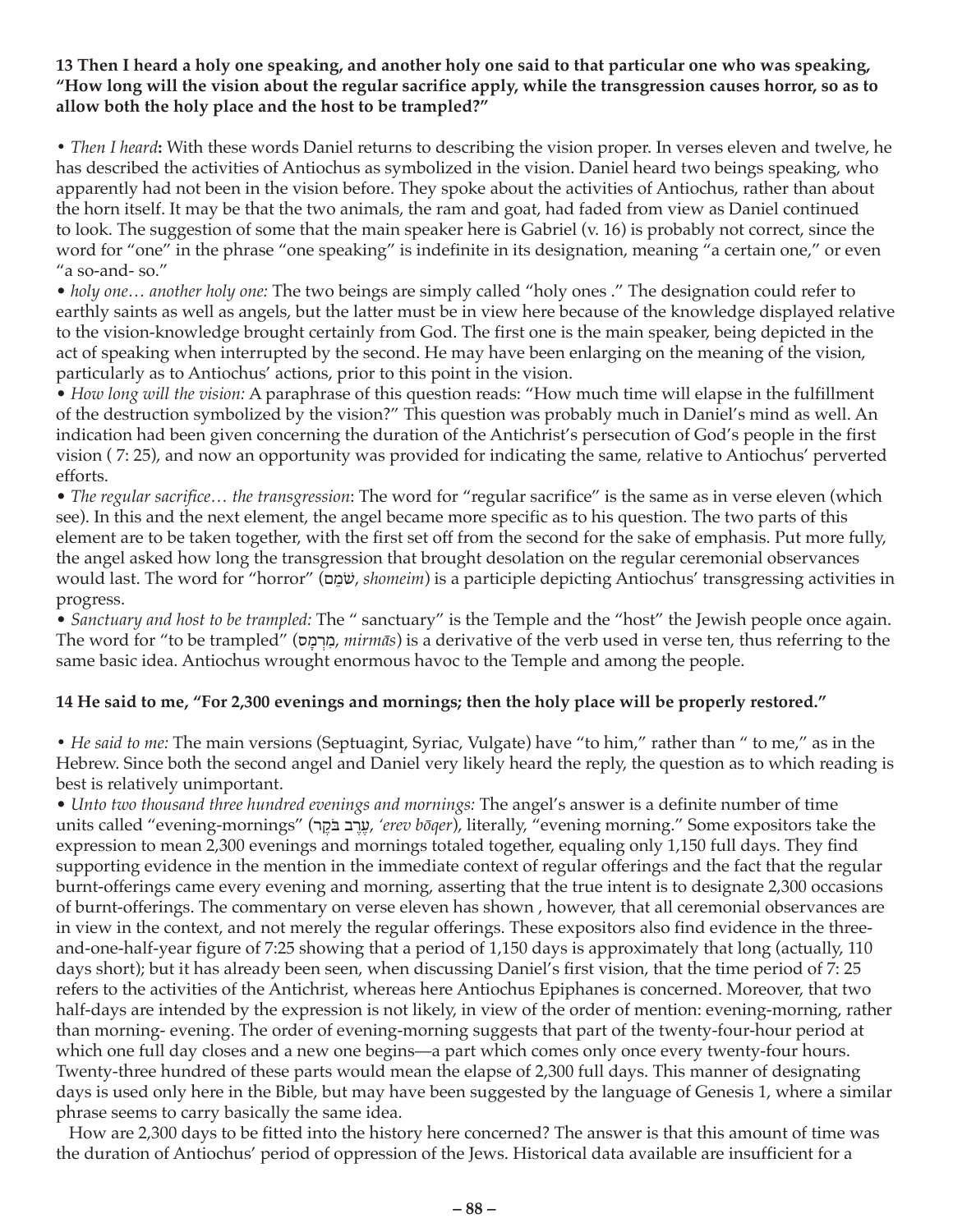**13 Then I heard a holy one speaking, and another holy one said to that particular one who was speaking, "How long will the vision about the regular sacrifice apply, while the transgression causes horror, so as to allow both the holy place and the host to be trampled?"**

• *Then I heard***:** With these words Daniel returns to describing the vision proper. In verses eleven and twelve, he has described the activities of Antiochus as symbolized in the vision. Daniel heard two beings speaking, who apparently had not been in the vision before. They spoke about the activities of Antiochus, rather than about the horn itself. It may be that the two animals, the ram and goat, had faded from view as Daniel continued to look. The suggestion of some that the main speaker here is Gabriel (v. 16) is probably not correct, since the word for "one" in the phrase "one speaking" is indefinite in its designation, meaning "a certain one," or even "a so-and- so."

• *holy one… another holy one:* The two beings are simply called "holy ones ." The designation could refer to earthly saints as well as angels, but the latter must be in view here because of the knowledge displayed relative to the vision-knowledge brought certainly from God. The first one is the main speaker, being depicted in the act of speaking when interrupted by the second. He may have been enlarging on the meaning of the vision, particularly as to Antiochus' actions, prior to this point in the vision.

• *How long will the vision:* A paraphrase of this question reads: "How much time will elapse in the fulfillment of the destruction symbolized by the vision?" This question was probably much in Daniel's mind as well. An indication had been given concerning the duration of the Antichrist's persecution of God's people in the first vision ( 7: 25), and now an opportunity was provided for indicating the same, relative to Antiochus' perverted efforts.

• *The regular sacrifice… the transgression*: The word for "regular sacrifice" is the same as in verse eleven (which see). In this and the next element, the angel became more specific as to his question. The two parts of this element are to be taken together, with the first set off from the second for the sake of emphasis. Put more fully, the angel asked how long the transgression that brought desolation on the regular ceremonial observances would last. The word for "horror" (שֹׁמֵם, *shomeim*) is a participle depicting Antiochus' transgressing activities in progress.

• *Sanctuary and host to be trampled:* The " sanctuary" is the Temple and the "host" the Jewish people once again. The word for "to be trampled" (מִרְמָס, *mirmās*) is a derivative of the verb used in verse ten, thus referring to the same basic idea. Antiochus wrought enormous havoc to the Temple and among the people.

**14 He said to me, "For 2,300 evenings and mornings; then the holy place will be properly restored."**

• *He said to me:* The main versions (Septuagint, Syriac, Vulgate) have "to him," rather than " to me," as in the Hebrew. Since both the second angel and Daniel very likely heard the reply, the question as to which reading is best is relatively unimportant.

• *Unto two thousand three hundred evenings and mornings:* The angel's answer is a definite number of time units called "evening-mornings" (עֶרֶב בֹּקֶר, *'erev bōqer*), literally, "evening morning." Some expositors take the expression to mean 2,300 evenings and mornings totaled together, equaling only 1,150 full days. They find supporting evidence in the mention in the immediate context of regular offerings and the fact that the regular burnt-offerings came every evening and morning, asserting that the true intent is to designate 2,300 occasions of burnt-offerings. The commentary on verse eleven has shown , however, that all ceremonial observances are in view in the context, and not merely the regular offerings. These expositors also find evidence in the three-and-one-half-year figure of 7:25 showing that a period of 1,150 days is approximately that long (actually, 110 days short); but it has already been seen, when discussing Daniel's first vision, that the time period of 7: 25 refers to the activities of the Antichrist, whereas here Antiochus Epiphanes is concerned. Moreover, that two half-days are intended by the expression is not likely, in view of the order of mention: evening-morning, rather than morning- evening. The order of evening-morning suggests that part of the twenty-four-hour period at which one full day closes and a new one begins—a part which comes only once every twenty-four hours. Twenty-three hundred of these parts would mean the elapse of 2,300 full days. This manner of designating days is used only here in the Bible, but may have been suggested by the language of Genesis 1, where a similar phrase seems to carry basically the same idea.

How are 2,300 days to be fitted into the history here concerned? The answer is that this amount of time was the duration of Antiochus' period of oppression of the Jews. Historical data available are insufficient for a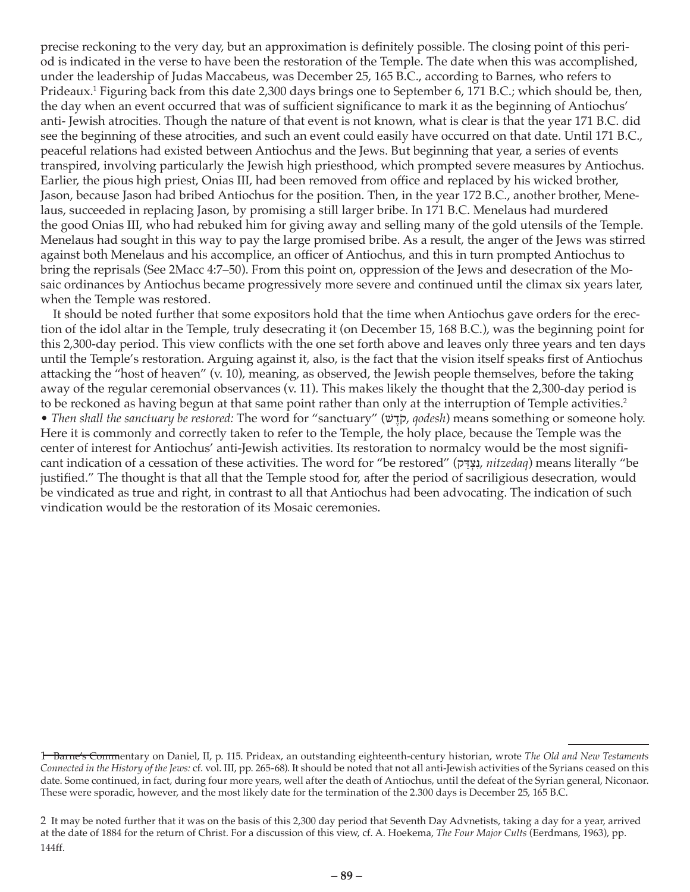precise reckoning to the very day, but an approximation is definitely possible. The closing point of this period is indicated in the verse to have been the restoration of the Temple. The date when this was accomplished, under the leadership of Judas Maccabeus, was December 25, 165 B.C., according to Barnes, who refers to Prideaux.[1] Figuring back from this date 2,300 days brings one to September 6, 171 B.C.; which should be, then, the day when an event occurred that was of sufficient significance to mark it as the beginning of Antiochus' anti- Jewish atrocities. Though the nature of that event is not known, what is clear is that the year 171 B.C. did see the beginning of these atrocities, and such an event could easily have occurred on that date. Until 171 B.C., peaceful relations had existed between Antiochus and the Jews. But beginning that year, a series of events transpired, involving particularly the Jewish high priesthood, which prompted severe measures by Antiochus. Earlier, the pious high priest, Onias III, had been removed from office and replaced by his wicked brother, Jason, because Jason had bribed Antiochus for the position. Then, in the year 172 B.C., another brother, Menelaus, succeeded in replacing Jason, by promising a still larger bribe. In 171 B.C. Menelaus had murdered the good Onias III, who had rebuked him for giving away and selling many of the gold utensils of the Temple. Menelaus had sought in this way to pay the large promised bribe. As a result, the anger of the Jews was stirred against both Menelaus and his accomplice, an officer of Antiochus, and this in turn prompted Antiochus to bring the reprisals (See 2Macc 4:7–50). From this point on, oppression of the Jews and desecration of the Mosaic ordinances by Antiochus became progressively more severe and continued until the climax six years later, when the Temple was restored.

It should be noted further that some expositors hold that the time when Antiochus gave orders for the erection of the idol altar in the Temple, truly desecrating it (on December 15, 168 B.C.), was the beginning point for this 2,300-day period. This view conflicts with the one set forth above and leaves only three years and ten days until the Temple's restoration. Arguing against it, also, is the fact that the vision itself speaks first of Antiochus attacking the "host of heaven" (v. 10), meaning, as observed, the Jewish people themselves, before the taking away of the regular ceremonial observances (v. 11). This makes likely the thought that the 2,300-day period is to be reckoned as having begun at that same point rather than only at the interruption of Temple activities.[2]

• *Then shall the sanctuary be restored:* The word for "sanctuary" (קֹדֶשׁ, *qodesh*) means something or someone holy. Here it is commonly and correctly taken to refer to the Temple, the holy place, because the Temple was the center of interest for Antiochus' anti-Jewish activities. Its restoration to normalcy would be the most significant indication of a cessation of these activities. The word for "be restored" (נִצְדַּק, *nitzedaq*) means literally "be justified." The thought is that all that the Temple stood for, after the period of sacriligious desecration, would be vindicated as true and right, in contrast to all that Antiochus had been advocating. The indication of such vindication would be the restoration of its Mosaic ceremonies.

---

1 Barne's Commentary on Daniel, II, p. 115. Prideax, an outstanding eighteenth-century historian, wrote *The Old and New Testaments Connected in the History of the Jews:* cf. vol. III, pp. 265-68). It should be noted that not all anti-Jewish activities of the Syrians ceased on this date. Some continued, in fact, during four more years, well after the death of Antiochus, until the defeat of the Syrian general, Niconaor. These were sporadic, however, and the most likely date for the termination of the 2.300 days is December 25, 165 B.C.

2 It may be noted further that it was on the basis of this 2,300 day period that Seventh Day Advnetists, taking a day for a year, arrived at the date of 1884 for the return of Christ. For a discussion of this view, cf. A. Hoekema, *The Four Major Cults* (Eerdmans, 1963), pp. 144ff.